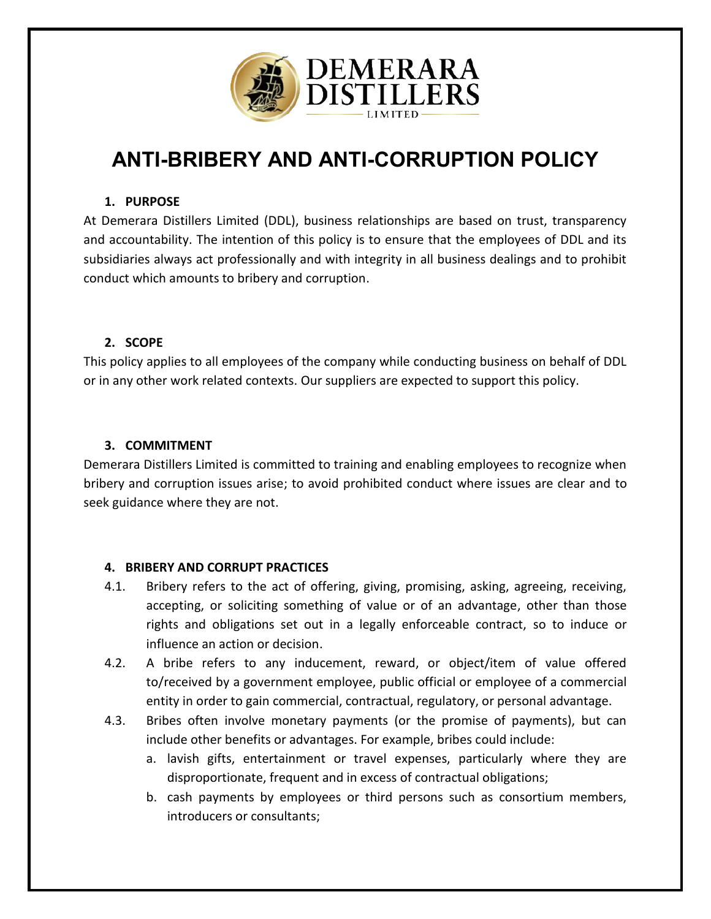# ANTI-BRIBERY AND ANTI-CORRUPTION POLICY

## 1. PURPOSE

At Demerara Distillers Limited (DDL), business relationships are based on trust, transparency and accountability. The intention of this policy is to ensure that the employees of DDL and its subsidiaries always act professionally and with integrity in all business dealings and to prohibit conduct which amounts to bribery and corruption.

## 2. SCOPE

This policy applies to all employees of the company while conducting business on behalf of DDL or in any other work related contexts. Our suppliers are expected to support this policy.

## 3. COMMITMENT

Demerara Distillers Limited is committed to training and enabling employees to recognize when bribery and corruption issues arise; to avoid prohibited conduct where issues are clear and to seek guidance where they are not.

## 4. BRIBERY AND CORRUPT PRACTICES

4.1. Bribery refers to the act of offering, giving, promising, asking, agreeing, receiving, accepting, or soliciting something of value or of an advantage, other than those rights and obligations set out in a legally enforceable contract, so to induce or influence an action or decision.

4.2. A bribe refers to any inducement, reward, or object/item of value offered to/received by a government employee, public official or employee of a commercial entity in order to gain commercial, contractual, regulatory, or personal advantage.

4.3. Bribes often involve monetary payments (or the promise of payments), but can include other benefits or advantages. For example, bribes could include:

a. lavish gifts, entertainment or travel expenses, particularly where they are disproportionate, frequent and in excess of contractual obligations;

b. cash payments by employees or third persons such as consortium members, introducers or consultants;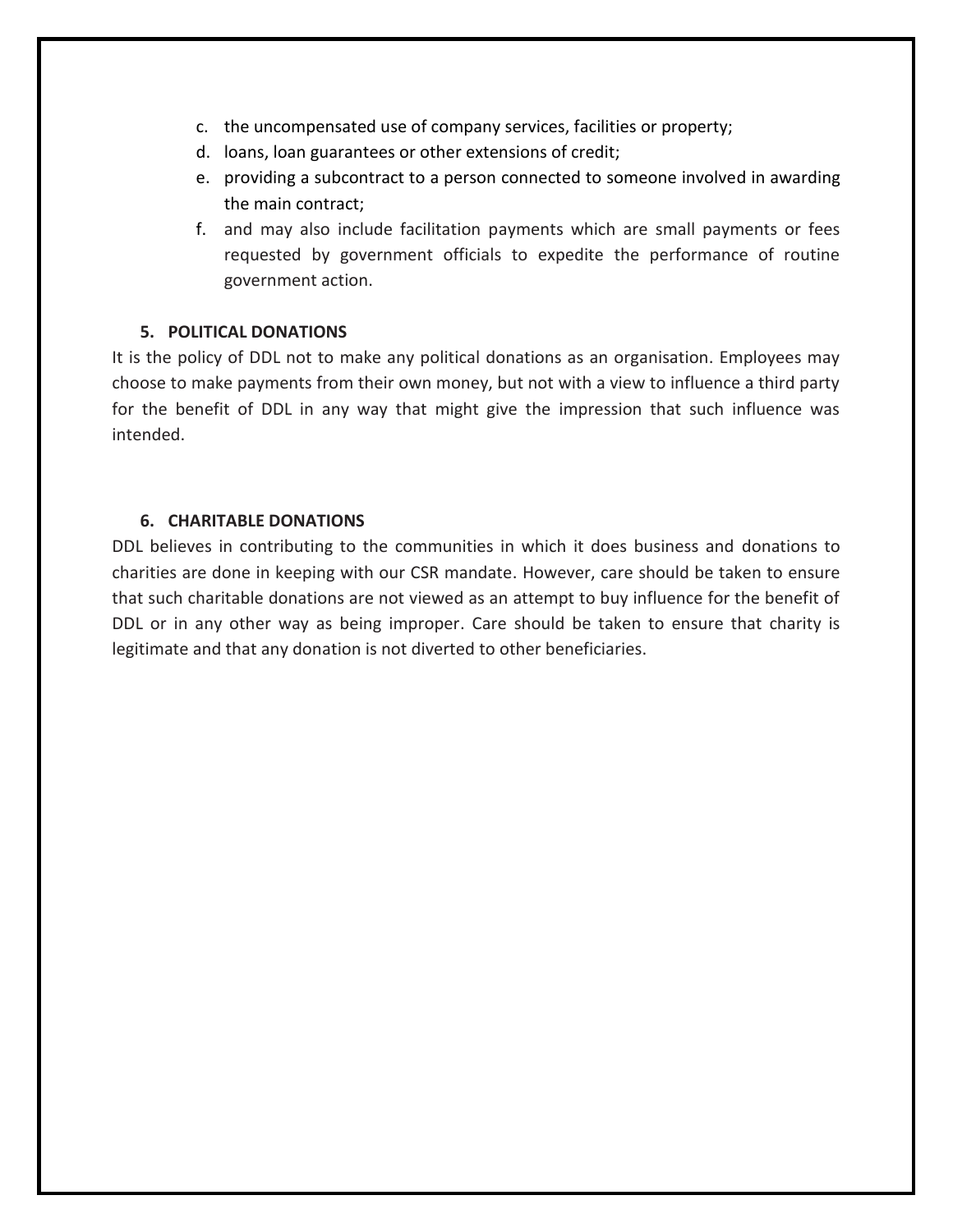c. the uncompensated use of company services, facilities or property;
d. loans, loan guarantees or other extensions of credit;
e. providing a subcontract to a person connected to someone involved in awarding the main contract;
f. and may also include facilitation payments which are small payments or fees requested by government officials to expedite the performance of routine government action.

## 5. POLITICAL DONATIONS

It is the policy of DDL not to make any political donations as an organisation. Employees may choose to make payments from their own money, but not with a view to influence a third party for the benefit of DDL in any way that might give the impression that such influence was intended.

## 6. CHARITABLE DONATIONS

DDL believes in contributing to the communities in which it does business and donations to charities are done in keeping with our CSR mandate. However, care should be taken to ensure that such charitable donations are not viewed as an attempt to buy influence for the benefit of DDL or in any other way as being improper. Care should be taken to ensure that charity is legitimate and that any donation is not diverted to other beneficiaries.